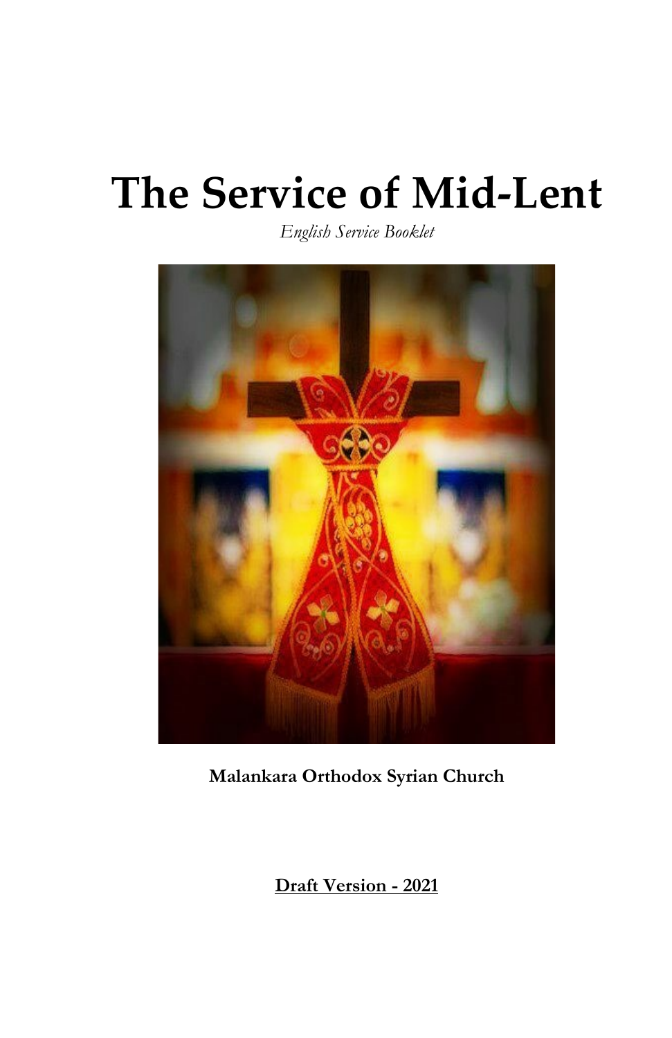# The Service of Mid-Lent

*English Service Booklet*

**Malankara Orthodox Syrian Church**

**Draft Version - 2021**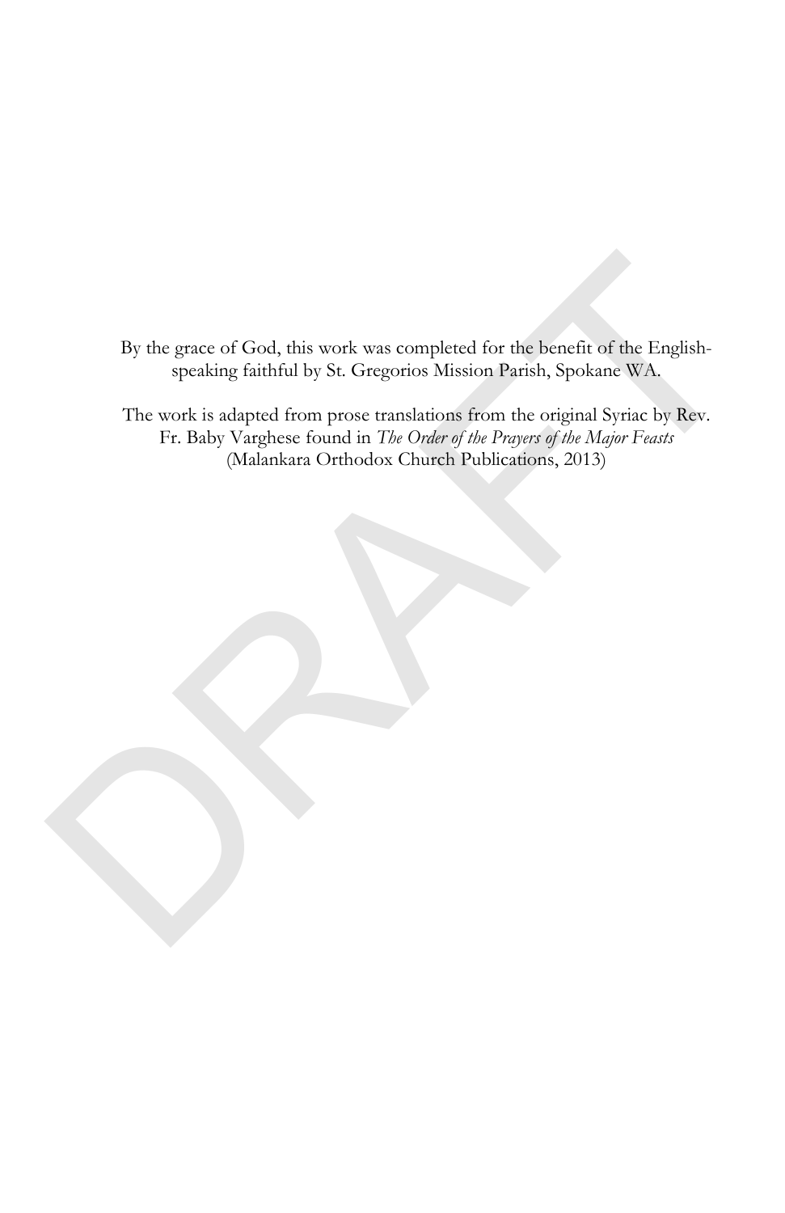By the grace of God, this work was completed for the benefit of the English-speaking faithful by St. Gregorios Mission Parish, Spokane WA.

The work is adapted from prose translations from the original Syriac by Rev. Fr. Baby Varghese found in *The Order of the Prayers of the Major Feasts* (Malankara Orthodox Church Publications, 2013)

DRAFT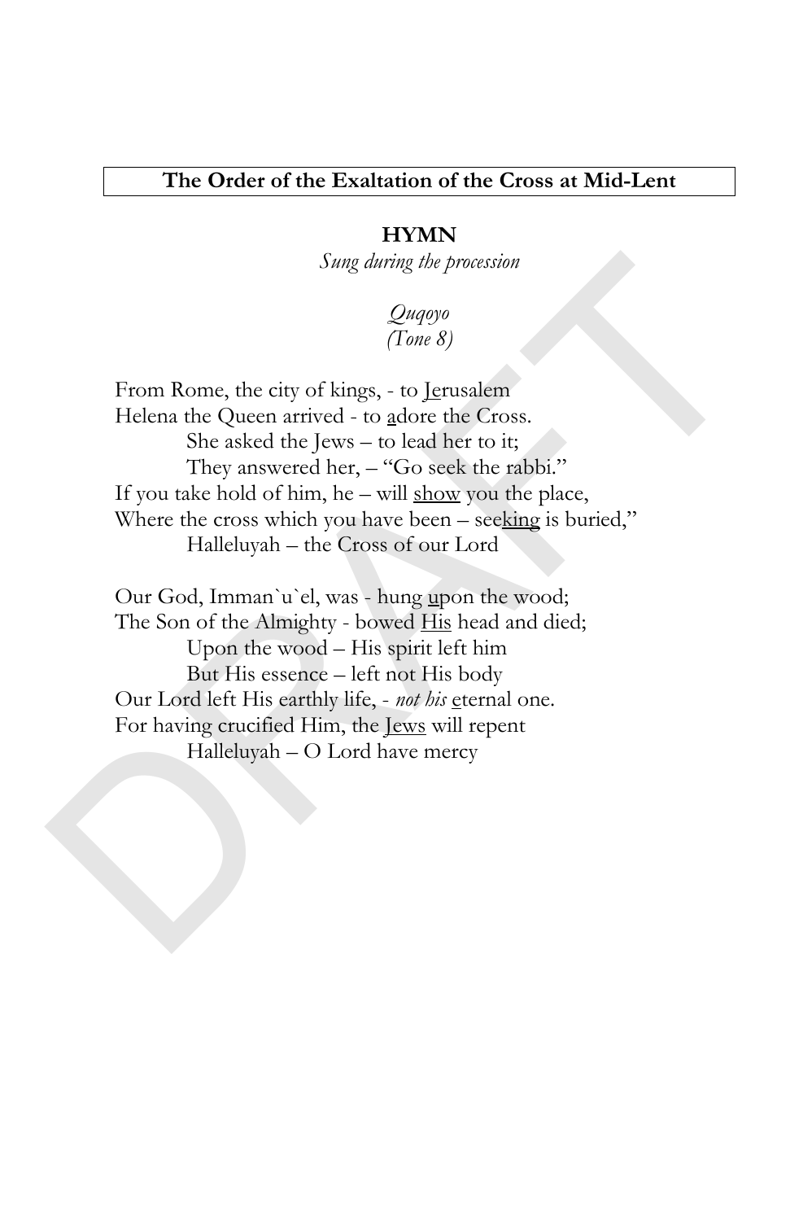## The Order of the Exaltation of the Cross at Mid-Lent

**HYMN**

*Sung during the procession*

*Quqoyo*
*(Tone 8)*

From Rome, the city of kings, - to <u>Je</u>rusalem
Helena the Queen arrived - to <u>a</u>dore the Cross.
    She asked the Jews – to lead her to it;
    They answered her, – "Go seek the rabbi."
If you take hold of him, he – will <u>show</u> you the place,
Where the cross which you have been – see<u>king</u> is buried,"
    Halleluyah – the Cross of our Lord

Our God, Imman`u`el, was - hung <u>u</u>pon the wood;
The Son of the Almighty - bowed <u>His</u> head and died;
    Upon the wood – His spirit left him
    But His essence – left not His body
Our Lord left His earthly life, - *not his* <u>e</u>ternal one.
For having crucified Him, the <u>Jews</u> will repent
    Halleluyah – O Lord have mercy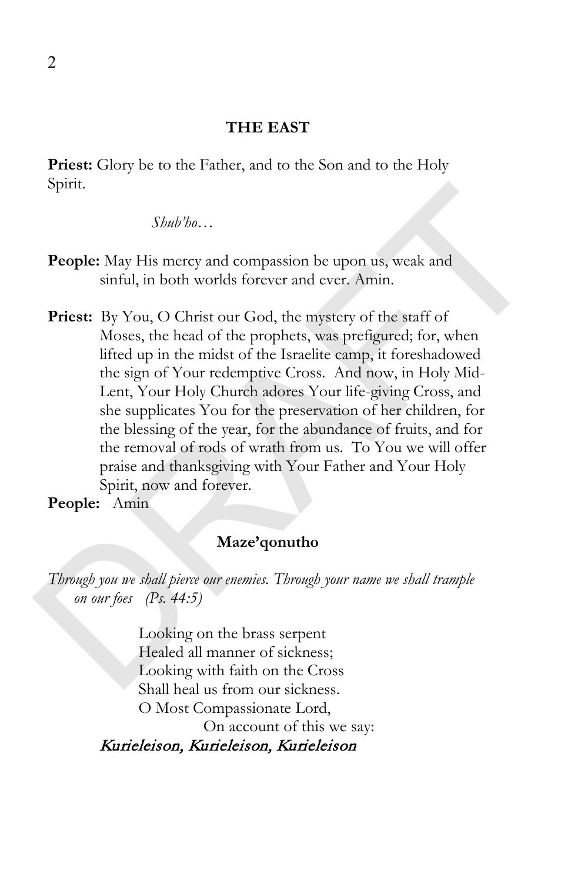## THE EAST

**Priest:** Glory be to the Father, and to the Son and to the Holy Spirit.

*Shub'ho…*

**People:** May His mercy and compassion be upon us, weak and sinful, in both worlds forever and ever. Amin.

**Priest:** By You, O Christ our God, the mystery of the staff of Moses, the head of the prophets, was prefigured; for, when lifted up in the midst of the Israelite camp, it foreshadowed the sign of Your redemptive Cross. And now, in Holy Mid-Lent, Your Holy Church adores Your life-giving Cross, and she supplicates You for the preservation of her children, for the blessing of the year, for the abundance of fruits, and for the removal of rods of wrath from us. To You we will offer praise and thanksgiving with Your Father and Your Holy Spirit, now and forever.

**People:** Amin

### Maze'qonutho

*Through you we shall pierce our enemies. Through your name we shall trample on our foes (Ps. 44:5)*

Looking on the brass serpent
Healed all manner of sickness;
Looking with faith on the Cross
Shall heal us from our sickness.
O Most Compassionate Lord,
On account of this we say:

*Kurieleison, Kurieleison, Kurieleison*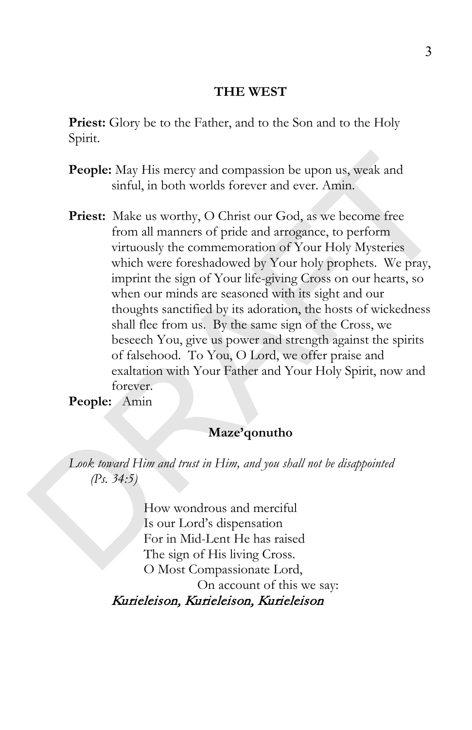## THE WEST

**Priest:** Glory be to the Father, and to the Son and to the Holy Spirit.

**People:** May His mercy and compassion be upon us, weak and sinful, in both worlds forever and ever. Amin.

**Priest:** Make us worthy, O Christ our God, as we become free from all manners of pride and arrogance, to perform virtuously the commemoration of Your Holy Mysteries which were foreshadowed by Your holy prophets. We pray, imprint the sign of Your life-giving Cross on our hearts, so when our minds are seasoned with its sight and our thoughts sanctified by its adoration, the hosts of wickedness shall flee from us. By the same sign of the Cross, we beseech You, give us power and strength against the spirits of falsehood. To You, O Lord, we offer praise and exaltation with Your Father and Your Holy Spirit, now and forever.

**People:** Amin

### Maze'qonutho

*Look toward Him and trust in Him, and you shall not be disappointed (Ps. 34:5)*

How wondrous and merciful
Is our Lord's dispensation
For in Mid-Lent He has raised
The sign of His living Cross.
O Most Compassionate Lord,
On account of this we say:

*Kurieleison, Kurieleison, Kurieleison*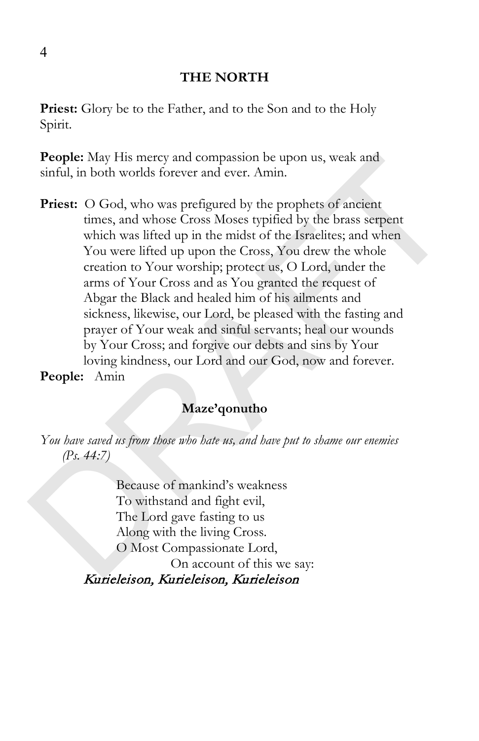## THE NORTH

**Priest:** Glory be to the Father, and to the Son and to the Holy Spirit.

**People:** May His mercy and compassion be upon us, weak and sinful, in both worlds forever and ever. Amin.

**Priest:** O God, who was prefigured by the prophets of ancient times, and whose Cross Moses typified by the brass serpent which was lifted up in the midst of the Israelites; and when You were lifted up upon the Cross, You drew the whole creation to Your worship; protect us, O Lord, under the arms of Your Cross and as You granted the request of Abgar the Black and healed him of his ailments and sickness, likewise, our Lord, be pleased with the fasting and prayer of Your weak and sinful servants; heal our wounds by Your Cross; and forgive our debts and sins by Your loving kindness, our Lord and our God, now and forever.

**People:** Amin

### Maze'qonutho

*You have saved us from those who hate us, and have put to shame our enemies (Ps. 44:7)*

Because of mankind's weakness
To withstand and fight evil,
The Lord gave fasting to us
Along with the living Cross.
O Most Compassionate Lord,
On account of this we say:

*Kurieleison, Kurieleison, Kurieleison*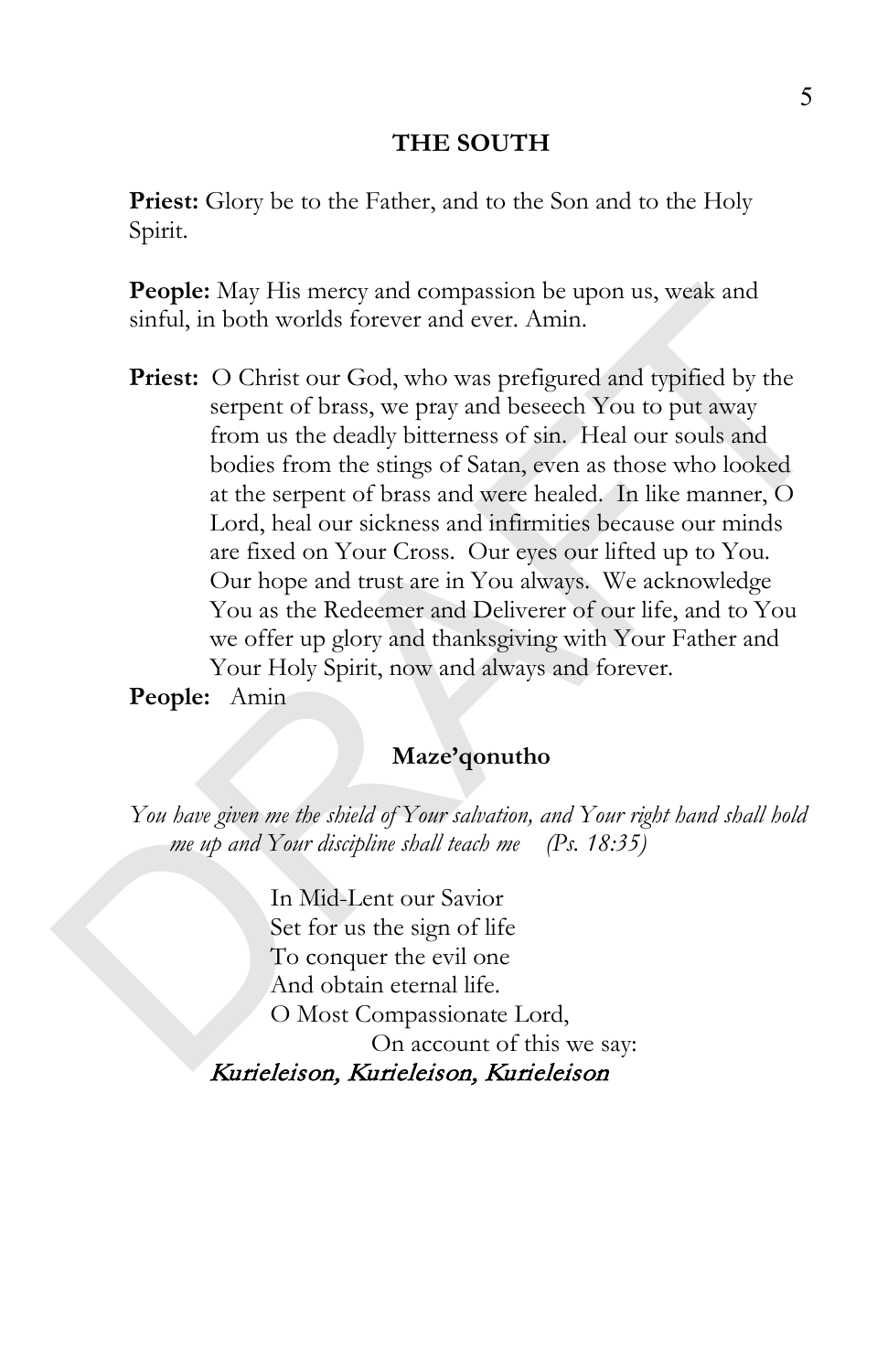## THE SOUTH

**Priest:** Glory be to the Father, and to the Son and to the Holy Spirit.

**People:** May His mercy and compassion be upon us, weak and sinful, in both worlds forever and ever. Amin.

**Priest:** O Christ our God, who was prefigured and typified by the serpent of brass, we pray and beseech You to put away from us the deadly bitterness of sin. Heal our souls and bodies from the stings of Satan, even as those who looked at the serpent of brass and were healed. In like manner, O Lord, heal our sickness and infirmities because our minds are fixed on Your Cross. Our eyes our lifted up to You. Our hope and trust are in You always. We acknowledge You as the Redeemer and Deliverer of our life, and to You we offer up glory and thanksgiving with Your Father and Your Holy Spirit, now and always and forever.

**People:** Amin

### Maze'qonutho

*You have given me the shield of Your salvation, and Your right hand shall hold me up and Your discipline shall teach me (Ps. 18:35)*

In Mid-Lent our Savior
Set for us the sign of life
To conquer the evil one
And obtain eternal life.
O Most Compassionate Lord,
On account of this we say:
*Kurieleison, Kurieleison, Kurieleison*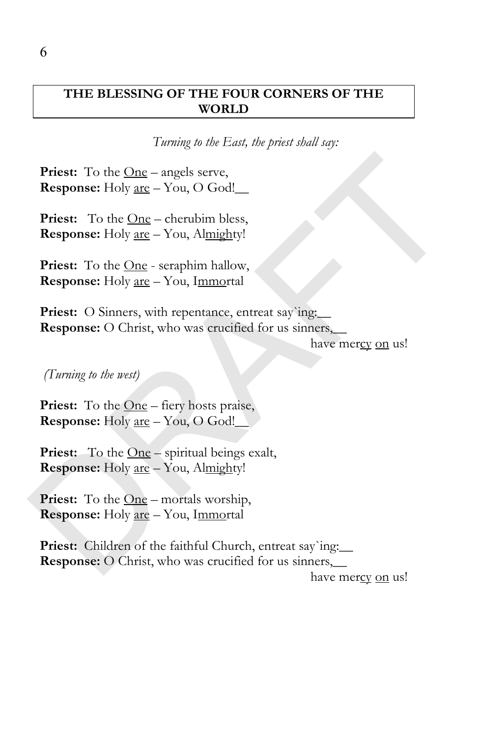## THE BLESSING OF THE FOUR CORNERS OF THE WORLD

*Turning to the East, the priest shall say:*

**Priest:** To the One – angels serve,
**Response:** Holy are – You, O God!__

**Priest:** To the One – cherubim bless,
**Response:** Holy are – You, Almighty!

**Priest:** To the One - seraphim hallow,
**Response:** Holy are – You, Immortal

**Priest:** O Sinners, with repentance, entreat say`ing:__
**Response:** O Christ, who was crucified for us sinners,__
have mercy on us!

*(Turning to the west)*

**Priest:** To the One – fiery hosts praise,
**Response:** Holy are – You, O God!__

**Priest:** To the One – spiritual beings exalt,
**Response:** Holy are – You, Almighty!

**Priest:** To the One – mortals worship,
**Response:** Holy are – You, Immortal

**Priest:** Children of the faithful Church, entreat say`ing:__
**Response:** O Christ, who was crucified for us sinners,__
have mercy on us!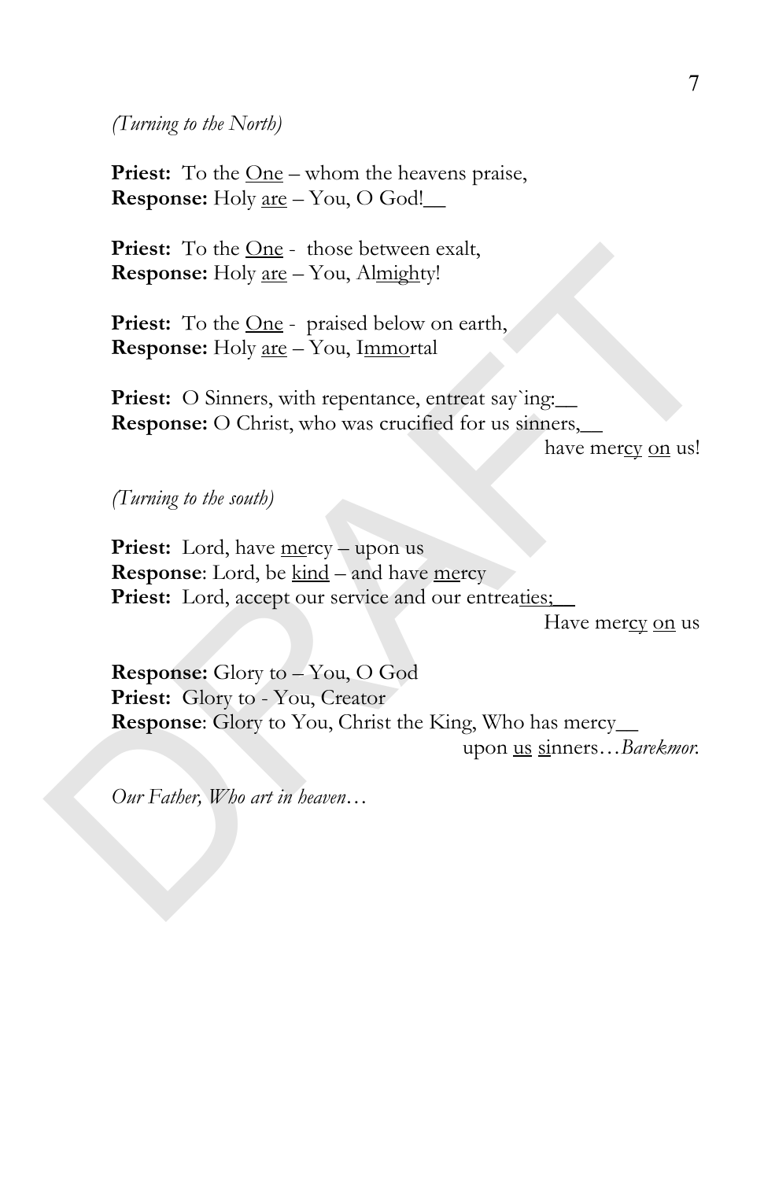*(Turning to the North)*

**Priest:** To the <u>One</u> – whom the heavens praise,
**Response:** Holy <u>are</u> – You, O God!__

**Priest:** To the <u>One</u> - those between exalt,
**Response:** Holy <u>are</u> – You, Al<u>migh</u>ty!

**Priest:** To the <u>One</u> - praised below on earth,
**Response:** Holy <u>are</u> – You, I<u>mmo</u>rtal

**Priest:** O Sinners, with repentance, entreat say`ing:__
**Response:** O Christ, who was crucified for us sinners,__
have mer<u>cy</u> <u>on</u> us!

*(Turning to the south)*

**Priest:** Lord, have <u>me</u>rcy – upon us
**Response**: Lord, be <u>kind</u> – and have <u>mer</u>cy
**Priest:** Lord, accept our service and our entrea<u>ties;</u>__
Have mer<u>cy</u> <u>on</u> us

**Response:** Glory to – You, O God
**Priest:** Glory to - You, Creator
**Response**: Glory to You, Christ the King, Who has mercy__
upon <u>us</u> <u>si</u>nners…*Barekmor.*

*Our Father, Who art in heaven…*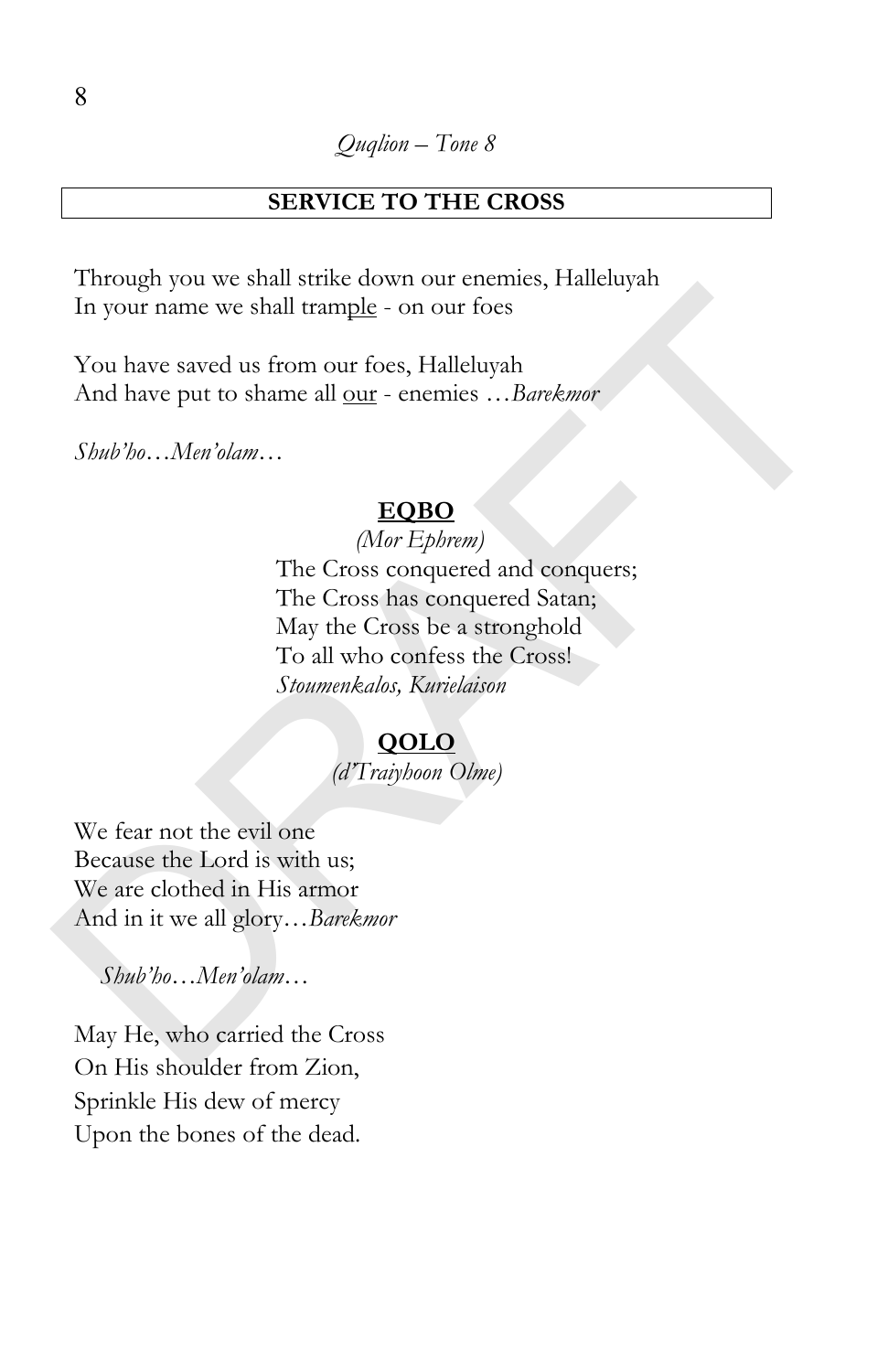*Quqlion – Tone 8*

## SERVICE TO THE CROSS

Through you we shall strike down our enemies, Halleluyah
In your name we shall trample - on our foes

You have saved us from our foes, Halleluyah
And have put to shame all our - enemies …*Barekmor*

*Shub'ho…Men'olam…*

### EQBO

*(Mor Ephrem)*

The Cross conquered and conquers;
The Cross has conquered Satan;
May the Cross be a stronghold
To all who confess the Cross!
*Stoumenkalos, Kurielaison*

### QOLO

*(d'Traiyhoon Olme)*

We fear not the evil one
Because the Lord is with us;
We are clothed in His armor
And in it we all glory…*Barekmor*

*Shub'ho…Men'olam…*

May He, who carried the Cross
On His shoulder from Zion,
Sprinkle His dew of mercy
Upon the bones of the dead.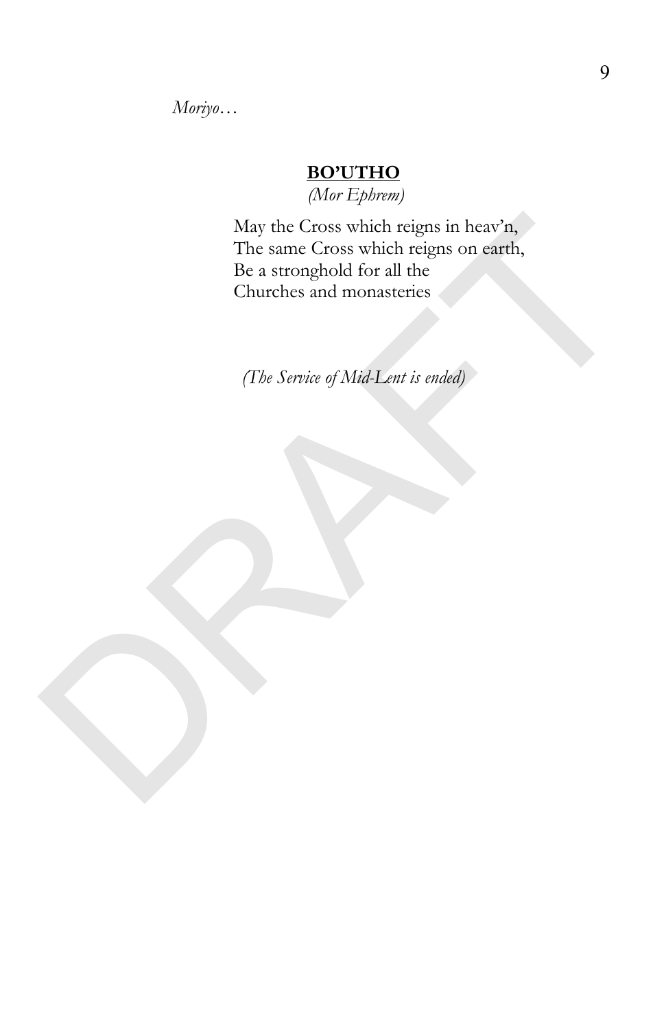*Moriyo…*

## BO'UTHO

*(Mor Ephrem)*

May the Cross which reigns in heav'n,
The same Cross which reigns on earth,
Be a stronghold for all the
Churches and monasteries

*(The Service of Mid-Lent is ended)*